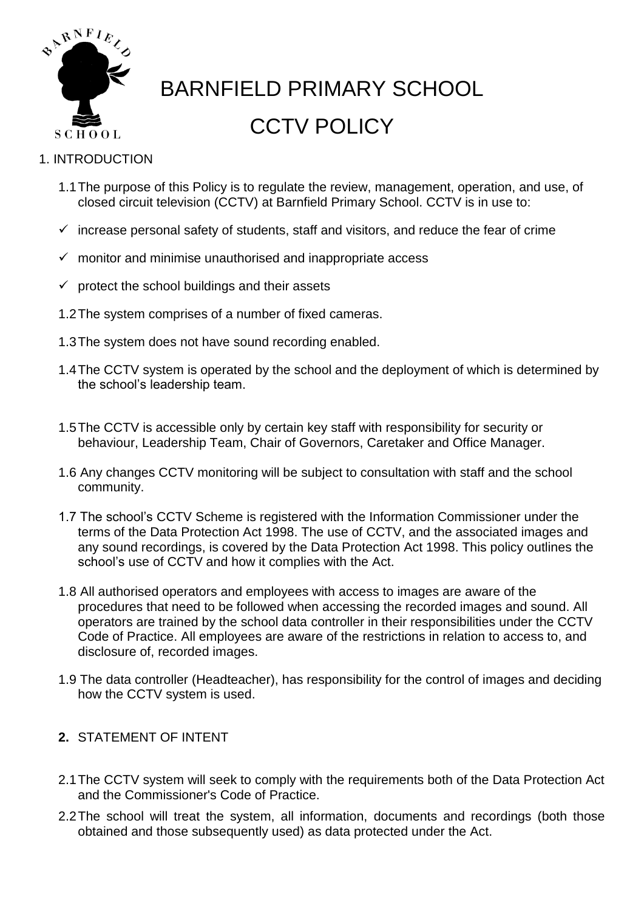# BARNFIELD PRIMARY SCHOOL

# CCTV POLICY

## 1. INTRODUCTION

1.1 The purpose of this Policy is to regulate the review, management, operation, and use, of closed circuit television (CCTV) at Barnfield Primary School. CCTV is in use to:

- ✓ increase personal safety of students, staff and visitors, and reduce the fear of crime
- ✓ monitor and minimise unauthorised and inappropriate access
- ✓ protect the school buildings and their assets

1.2 The system comprises of a number of fixed cameras.

1.3 The system does not have sound recording enabled.

1.4 The CCTV system is operated by the school and the deployment of which is determined by the school's leadership team.

1.5 The CCTV is accessible only by certain key staff with responsibility for security or behaviour, Leadership Team, Chair of Governors, Caretaker and Office Manager.

1.6 Any changes CCTV monitoring will be subject to consultation with staff and the school community.

1.7 The school's CCTV Scheme is registered with the Information Commissioner under the terms of the Data Protection Act 1998. The use of CCTV, and the associated images and any sound recordings, is covered by the Data Protection Act 1998. This policy outlines the school's use of CCTV and how it complies with the Act.

1.8 All authorised operators and employees with access to images are aware of the procedures that need to be followed when accessing the recorded images and sound. All operators are trained by the school data controller in their responsibilities under the CCTV Code of Practice. All employees are aware of the restrictions in relation to access to, and disclosure of, recorded images.

1.9 The data controller (Headteacher), has responsibility for the control of images and deciding how the CCTV system is used.

## **2.** STATEMENT OF INTENT

2.1 The CCTV system will seek to comply with the requirements both of the Data Protection Act and the Commissioner's Code of Practice.

2.2 The school will treat the system, all information, documents and recordings (both those obtained and those subsequently used) as data protected under the Act.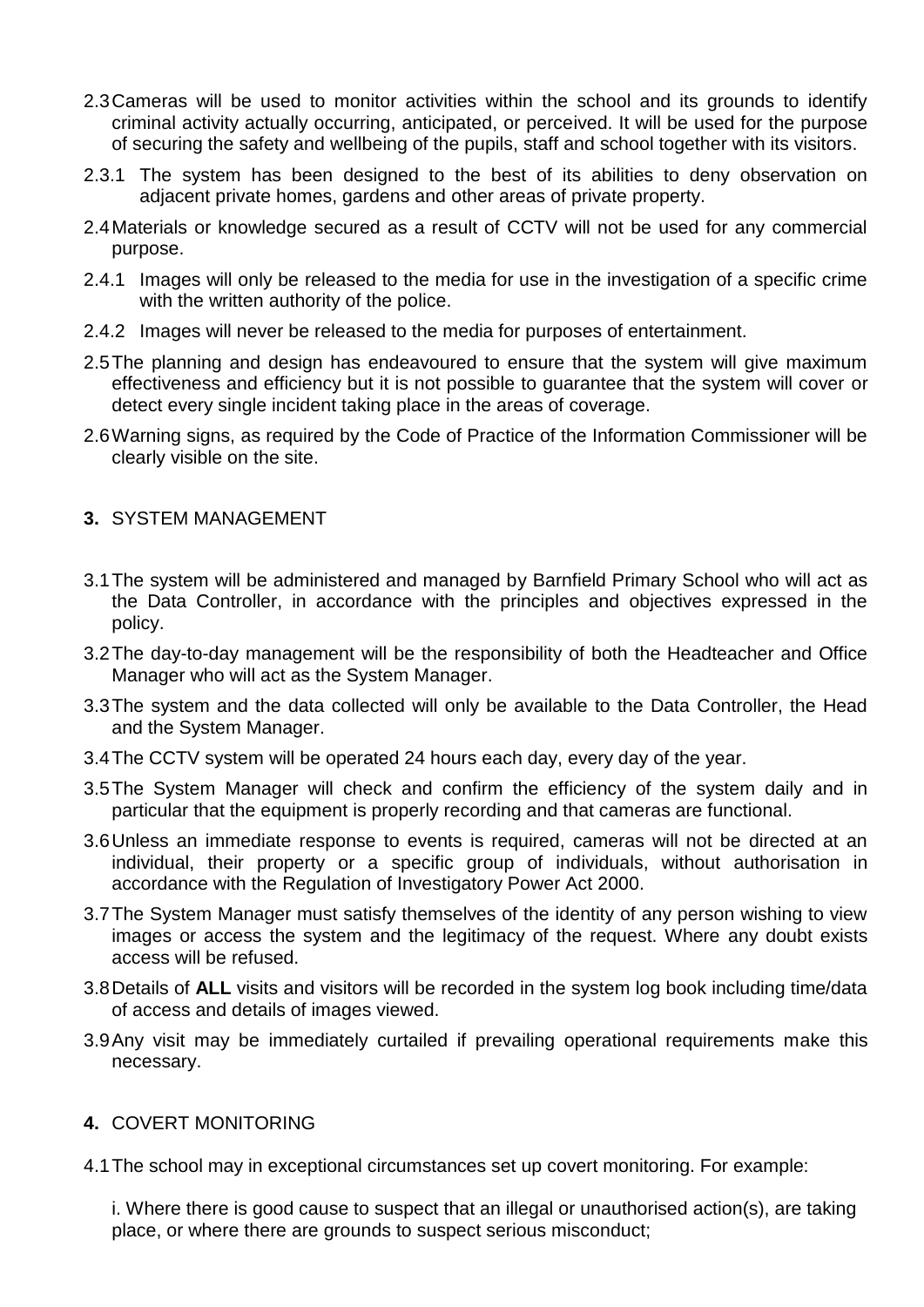2.3 Cameras will be used to monitor activities within the school and its grounds to identify criminal activity actually occurring, anticipated, or perceived. It will be used for the purpose of securing the safety and wellbeing of the pupils, staff and school together with its visitors.

2.3.1 The system has been designed to the best of its abilities to deny observation on adjacent private homes, gardens and other areas of private property.

2.4 Materials or knowledge secured as a result of CCTV will not be used for any commercial purpose.

2.4.1 Images will only be released to the media for use in the investigation of a specific crime with the written authority of the police.

2.4.2 Images will never be released to the media for purposes of entertainment.

2.5 The planning and design has endeavoured to ensure that the system will give maximum effectiveness and efficiency but it is not possible to guarantee that the system will cover or detect every single incident taking place in the areas of coverage.

2.6 Warning signs, as required by the Code of Practice of the Information Commissioner will be clearly visible on the site.

## 3. SYSTEM MANAGEMENT

3.1 The system will be administered and managed by Barnfield Primary School who will act as the Data Controller, in accordance with the principles and objectives expressed in the policy.

3.2 The day-to-day management will be the responsibility of both the Headteacher and Office Manager who will act as the System Manager.

3.3 The system and the data collected will only be available to the Data Controller, the Head and the System Manager.

3.4 The CCTV system will be operated 24 hours each day, every day of the year.

3.5 The System Manager will check and confirm the efficiency of the system daily and in particular that the equipment is properly recording and that cameras are functional.

3.6 Unless an immediate response to events is required, cameras will not be directed at an individual, their property or a specific group of individuals, without authorisation in accordance with the Regulation of Investigatory Power Act 2000.

3.7 The System Manager must satisfy themselves of the identity of any person wishing to view images or access the system and the legitimacy of the request. Where any doubt exists access will be refused.

3.8 Details of **ALL** visits and visitors will be recorded in the system log book including time/data of access and details of images viewed.

3.9 Any visit may be immediately curtailed if prevailing operational requirements make this necessary.

## 4. COVERT MONITORING

4.1 The school may in exceptional circumstances set up covert monitoring. For example:

i. Where there is good cause to suspect that an illegal or unauthorised action(s), are taking place, or where there are grounds to suspect serious misconduct;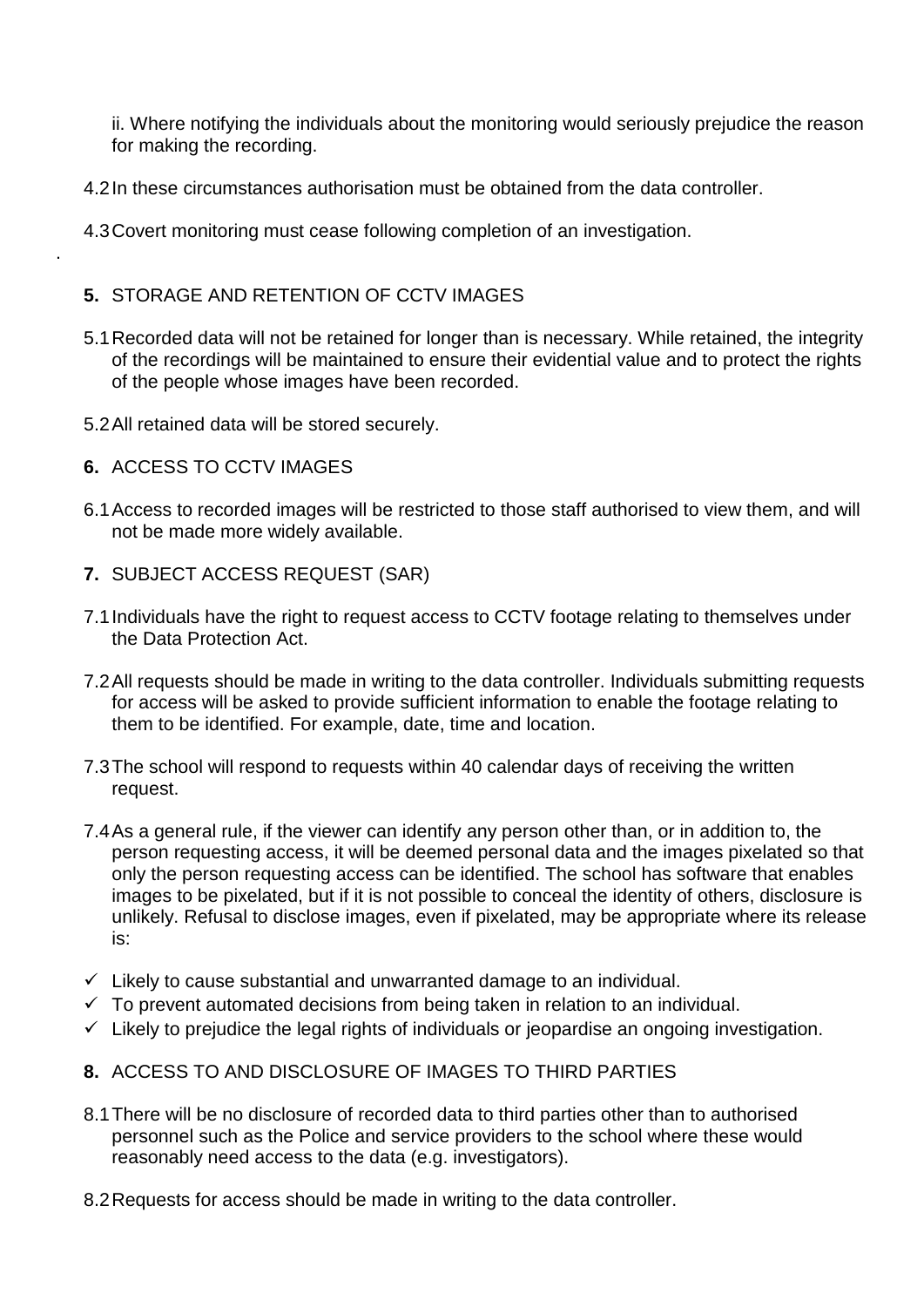ii. Where notifying the individuals about the monitoring would seriously prejudice the reason for making the recording.

4.2 In these circumstances authorisation must be obtained from the data controller.

4.3 Covert monitoring must cease following completion of an investigation.

## 5. STORAGE AND RETENTION OF CCTV IMAGES

5.1 Recorded data will not be retained for longer than is necessary. While retained, the integrity of the recordings will be maintained to ensure their evidential value and to protect the rights of the people whose images have been recorded.

5.2 All retained data will be stored securely.

## 6. ACCESS TO CCTV IMAGES

6.1 Access to recorded images will be restricted to those staff authorised to view them, and will not be made more widely available.

## 7. SUBJECT ACCESS REQUEST (SAR)

7.1 Individuals have the right to request access to CCTV footage relating to themselves under the Data Protection Act.

7.2 All requests should be made in writing to the data controller. Individuals submitting requests for access will be asked to provide sufficient information to enable the footage relating to them to be identified. For example, date, time and location.

7.3 The school will respond to requests within 40 calendar days of receiving the written request.

7.4 As a general rule, if the viewer can identify any person other than, or in addition to, the person requesting access, it will be deemed personal data and the images pixelated so that only the person requesting access can be identified. The school has software that enables images to be pixelated, but if it is not possible to conceal the identity of others, disclosure is unlikely. Refusal to disclose images, even if pixelated, may be appropriate where its release is:

- ✓ Likely to cause substantial and unwarranted damage to an individual.
- ✓ To prevent automated decisions from being taken in relation to an individual.
- ✓ Likely to prejudice the legal rights of individuals or jeopardise an ongoing investigation.

## 8. ACCESS TO AND DISCLOSURE OF IMAGES TO THIRD PARTIES

8.1 There will be no disclosure of recorded data to third parties other than to authorised personnel such as the Police and service providers to the school where these would reasonably need access to the data (e.g. investigators).

8.2 Requests for access should be made in writing to the data controller.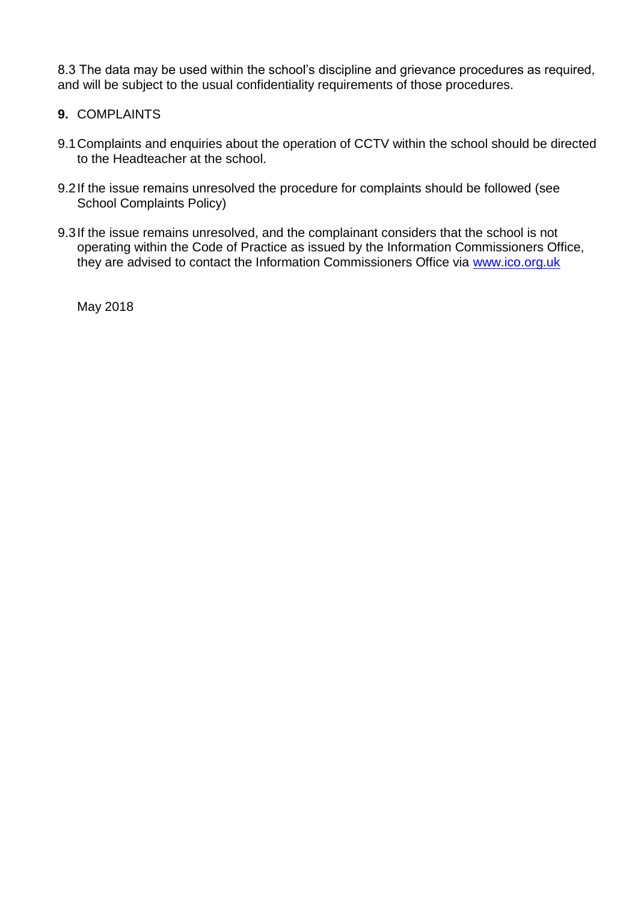8.3 The data may be used within the school's discipline and grievance procedures as required, and will be subject to the usual confidentiality requirements of those procedures.

## **9.** COMPLAINTS

9.1 Complaints and enquiries about the operation of CCTV within the school should be directed to the Headteacher at the school.

9.2 If the issue remains unresolved the procedure for complaints should be followed (see School Complaints Policy)

9.3 If the issue remains unresolved, and the complainant considers that the school is not operating within the Code of Practice as issued by the Information Commissioners Office, they are advised to contact the Information Commissioners Office via [www.ico.org.uk](http://www.ico.org.uk)

May 2018